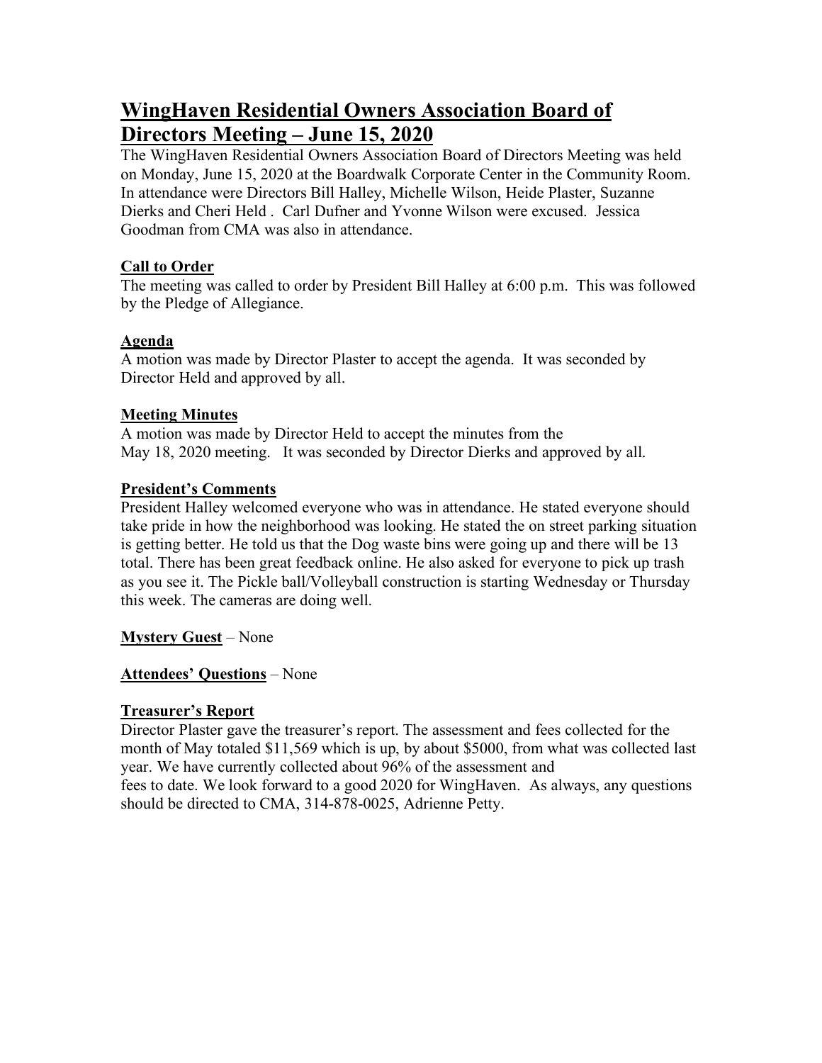# WingHaven Residential Owners Association Board of Directors Meeting – June 15, 2020

The WingHaven Residential Owners Association Board of Directors Meeting was held on Monday, June 15, 2020 at the Boardwalk Corporate Center in the Community Room. In attendance were Directors Bill Halley, Michelle Wilson, Heide Plaster, Suzanne Dierks and Cheri Held . Carl Dufner and Yvonne Wilson were excused. Jessica Goodman from CMA was also in attendance.

## Call to Order

The meeting was called to order by President Bill Halley at 6:00 p.m. This was followed by the Pledge of Allegiance.

## Agenda

A motion was made by Director Plaster to accept the agenda. It was seconded by Director Held and approved by all.

## Meeting Minutes

A motion was made by Director Held to accept the minutes from the May 18, 2020 meeting. It was seconded by Director Dierks and approved by all.

## President's Comments

President Halley welcomed everyone who was in attendance. He stated everyone should take pride in how the neighborhood was looking. He stated the on street parking situation is getting better. He told us that the Dog waste bins were going up and there will be 13 total. There has been great feedback online. He also asked for everyone to pick up trash as you see it. The Pickle ball/Volleyball construction is starting Wednesday or Thursday this week. The cameras are doing well.

**Mystery Guest** – None

**Attendees' Questions** – None

## Treasurer's Report

Director Plaster gave the treasurer's report. The assessment and fees collected for the month of May totaled $11,569 which is up, by about $5000, from what was collected last year. We have currently collected about 96% of the assessment and fees to date. We look forward to a good 2020 for WingHaven. As always, any questions should be directed to CMA, 314-878-0025, Adrienne Petty.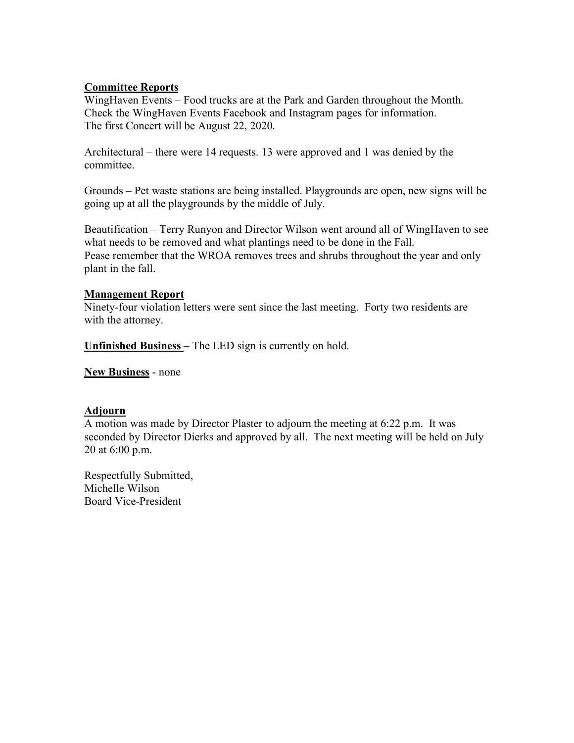**Committee Reports**

WingHaven Events – Food trucks are at the Park and Garden throughout the Month. Check the WingHaven Events Facebook and Instagram pages for information. The first Concert will be August 22, 2020.

Architectural – there were 14 requests. 13 were approved and 1 was denied by the committee.

Grounds – Pet waste stations are being installed. Playgrounds are open, new signs will be going up at all the playgrounds by the middle of July.

Beautification – Terry Runyon and Director Wilson went around all of WingHaven to see what needs to be removed and what plantings need to be done in the Fall. Pease remember that the WROA removes trees and shrubs throughout the year and only plant in the fall.

**Management Report**

Ninety-four violation letters were sent since the last meeting. Forty two residents are with the attorney.

**Unfinished Business** – The LED sign is currently on hold.

**New Business** - none

**Adjourn**

A motion was made by Director Plaster to adjourn the meeting at 6:22 p.m. It was seconded by Director Dierks and approved by all. The next meeting will be held on July 20 at 6:00 p.m.

Respectfully Submitted,
Michelle Wilson
Board Vice-President